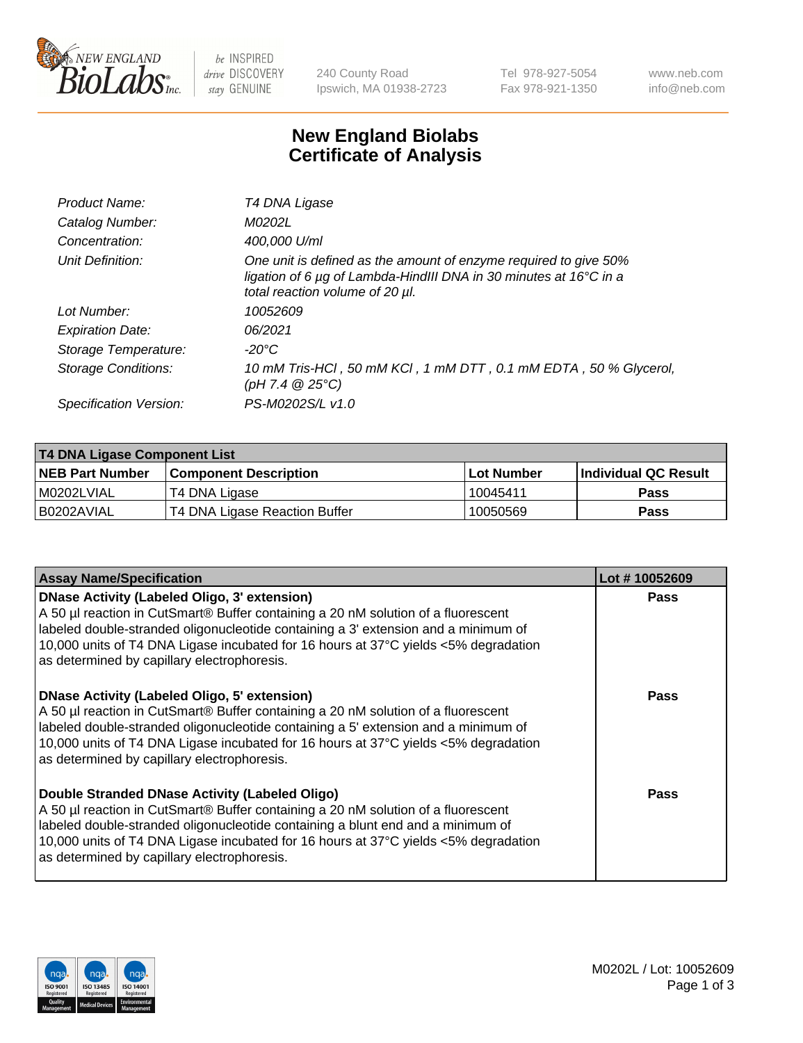# New England Biolabs Certificate of Analysis

| | |
|---|---|
| Product Name: | *T4 DNA Ligase* |
| Catalog Number: | *M0202L* |
| Concentration: | *400,000 U/ml* |
| Unit Definition: | *One unit is defined as the amount of enzyme required to give 50% ligation of 6 µg of Lambda-HindIII DNA in 30 minutes at 16°C in a total reaction volume of 20 µl.* |
| Lot Number: | *10052609* |
| Expiration Date: | *06/2021* |
| Storage Temperature: | *-20°C* |
| Storage Conditions: | *10 mM Tris-HCl , 50 mM KCl , 1 mM DTT , 0.1 mM EDTA , 50 % Glycerol, (pH 7.4 @ 25°C)* |
| Specification Version: | *PS-M0202S/L v1.0* |

| T4 DNA Ligase Component List | | | |
|---|---|---|---|
| **NEB Part Number** | **Component Description** | **Lot Number** | **Individual QC Result** |
| M0202LVIAL | T4 DNA Ligase | 10045411 | Pass |
| B0202AVIAL | T4 DNA Ligase Reaction Buffer | 10050569 | Pass |

| Assay Name/Specification | Lot # 10052609 |
|---|---|
| **DNase Activity (Labeled Oligo, 3' extension)** A 50 µl reaction in CutSmart® Buffer containing a 20 nM solution of a fluorescent labeled double-stranded oligonucleotide containing a 3' extension and a minimum of 10,000 units of T4 DNA Ligase incubated for 16 hours at 37°C yields <5% degradation as determined by capillary electrophoresis. | Pass |
| **DNase Activity (Labeled Oligo, 5' extension)** A 50 µl reaction in CutSmart® Buffer containing a 20 nM solution of a fluorescent labeled double-stranded oligonucleotide containing a 5' extension and a minimum of 10,000 units of T4 DNA Ligase incubated for 16 hours at 37°C yields <5% degradation as determined by capillary electrophoresis. | Pass |
| **Double Stranded DNase Activity (Labeled Oligo)** A 50 µl reaction in CutSmart® Buffer containing a 20 nM solution of a fluorescent labeled double-stranded oligonucleotide containing a blunt end and a minimum of 10,000 units of T4 DNA Ligase incubated for 16 hours at 37°C yields <5% degradation as determined by capillary electrophoresis. | Pass |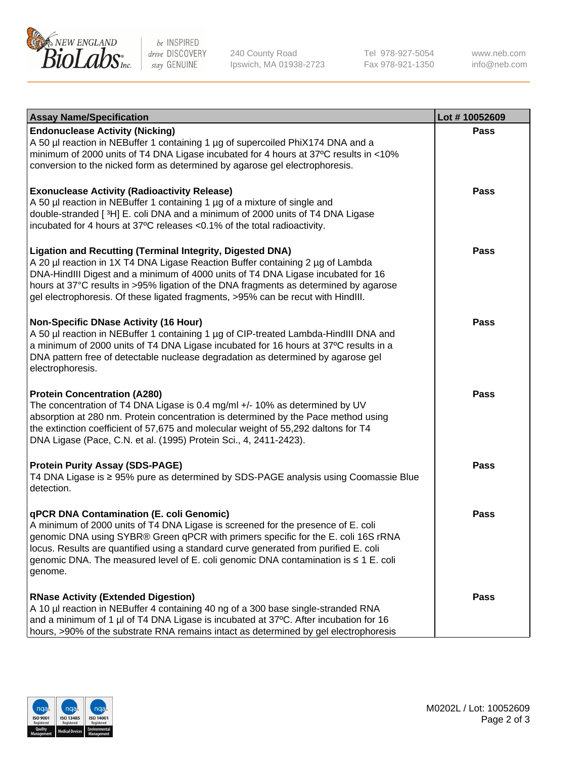| Assay Name/Specification | Lot # 10052609 |
|---|---|
| **Endonuclease Activity (Nicking)**<br>A 50 µl reaction in NEBuffer 1 containing 1 µg of supercoiled PhiX174 DNA and a minimum of 2000 units of T4 DNA Ligase incubated for 4 hours at 37ºC results in <10% conversion to the nicked form as determined by agarose gel electrophoresis. | Pass |
| **Exonuclease Activity (Radioactivity Release)**<br>A 50 µl reaction in NEBuffer 1 containing 1 µg of a mixture of single and double-stranded [ $^3$H] E. coli DNA and a minimum of 2000 units of T4 DNA Ligase incubated for 4 hours at 37ºC releases <0.1% of the total radioactivity. | Pass |
| **Ligation and Recutting (Terminal Integrity, Digested DNA)**<br>A 20 µl reaction in 1X T4 DNA Ligase Reaction Buffer containing 2 µg of Lambda DNA-HindIII Digest and a minimum of 4000 units of T4 DNA Ligase incubated for 16 hours at 37°C results in >95% ligation of the DNA fragments as determined by agarose gel electrophoresis. Of these ligated fragments, >95% can be recut with HindIII. | Pass |
| **Non-Specific DNase Activity (16 Hour)**<br>A 50 µl reaction in NEBuffer 1 containing 1 µg of CIP-treated Lambda-HindIII DNA and a minimum of 2000 units of T4 DNA Ligase incubated for 16 hours at 37ºC results in a DNA pattern free of detectable nuclease degradation as determined by agarose gel electrophoresis. | Pass |
| **Protein Concentration (A280)**<br>The concentration of T4 DNA Ligase is 0.4 mg/ml +/- 10% as determined by UV absorption at 280 nm. Protein concentration is determined by the Pace method using the extinction coefficient of 57,675 and molecular weight of 55,292 daltons for T4 DNA Ligase (Pace, C.N. et al. (1995) Protein Sci., 4, 2411-2423). | Pass |
| **Protein Purity Assay (SDS-PAGE)**<br>T4 DNA Ligase is ≥ 95% pure as determined by SDS-PAGE analysis using Coomassie Blue detection. | Pass |
| **qPCR DNA Contamination (E. coli Genomic)**<br>A minimum of 2000 units of T4 DNA Ligase is screened for the presence of E. coli genomic DNA using SYBR® Green qPCR with primers specific for the E. coli 16S rRNA locus. Results are quantified using a standard curve generated from purified E. coli genomic DNA. The measured level of E. coli genomic DNA contamination is ≤ 1 E. coli genome. | Pass |
| **RNase Activity (Extended Digestion)**<br>A 10 µl reaction in NEBuffer 4 containing 40 ng of a 300 base single-stranded RNA and a minimum of 1 µl of T4 DNA Ligase is incubated at 37ºC. After incubation for 16 hours, >90% of the substrate RNA remains intact as determined by gel electrophoresis | Pass |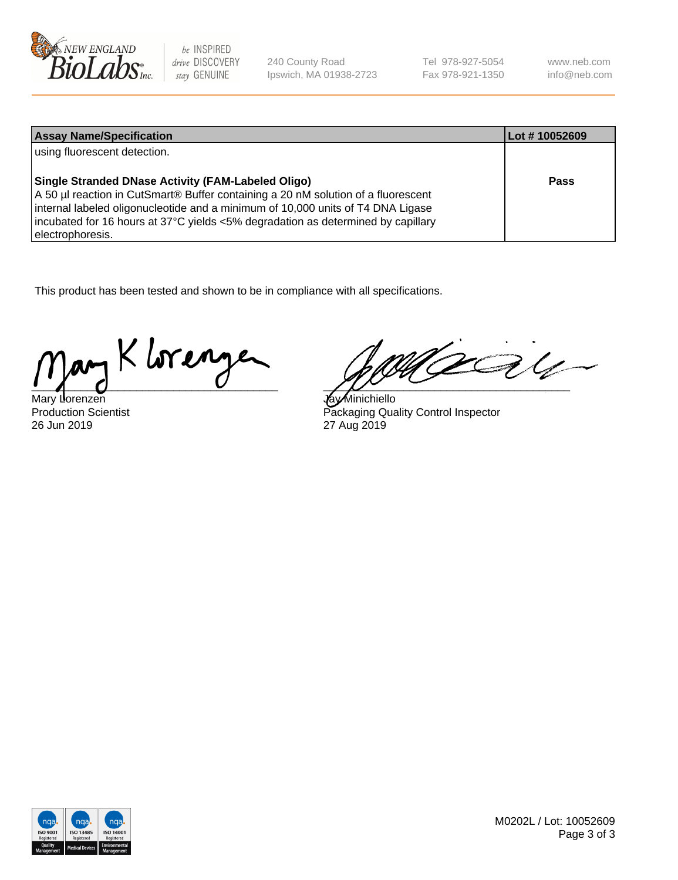| Assay Name/Specification | Lot # 10052609 |
|---|---|
| using fluorescent detection. | |
| **Single Stranded DNase Activity (FAM-Labeled Oligo)**<br>A 50 µl reaction in CutSmart® Buffer containing a 20 nM solution of a fluorescent internal labeled oligonucleotide and a minimum of 10,000 units of T4 DNA Ligase incubated for 16 hours at 37°C yields <5% degradation as determined by capillary electrophoresis. | **Pass** |

This product has been tested and shown to be in compliance with all specifications.

Mary Lorenzen
Production Scientist
26 Jun 2019

Jay Minichiello
Packaging Quality Control Inspector
27 Aug 2019

M0202L / Lot: 10052609